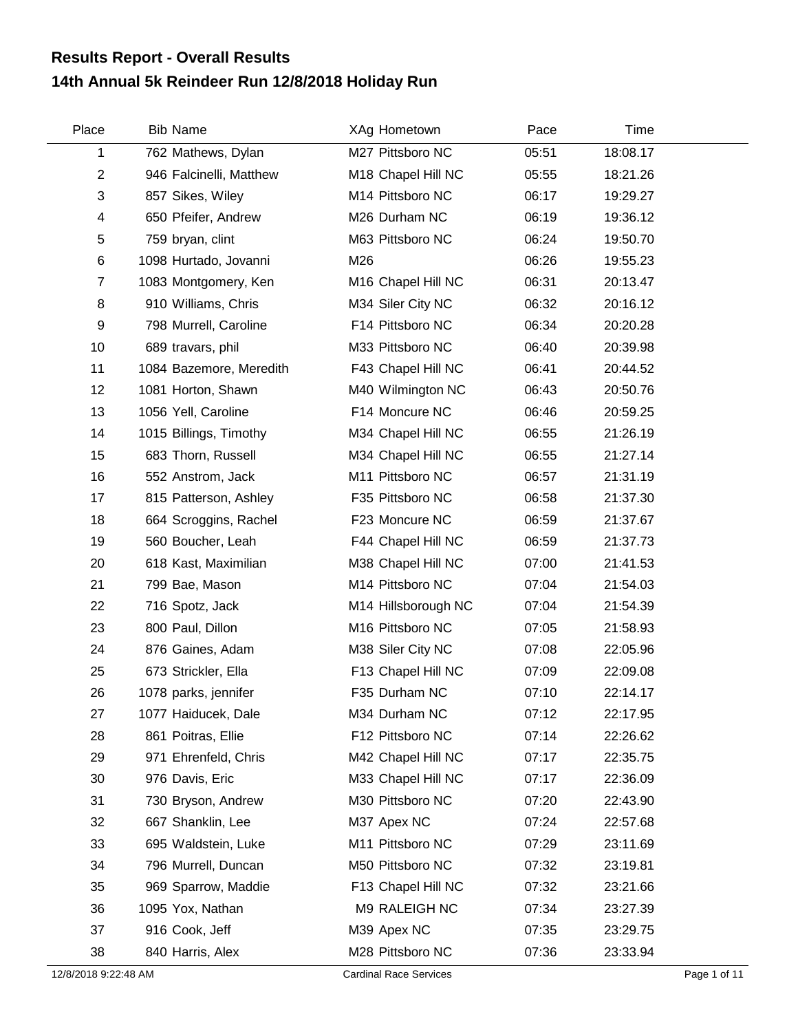# Results Report - Overall Results

## 14th Annual 5k Reindeer Run 12/8/2018 Holiday Run

| Place | Bib | Name | XAg | Hometown | Pace | Time |
|---|---|---|---|---|---|---|
| 1 | 762 | Mathews, Dylan | M27 | Pittsboro NC | 05:51 | 18:08.17 |
| 2 | 946 | Falcinelli, Matthew | M18 | Chapel Hill NC | 05:55 | 18:21.26 |
| 3 | 857 | Sikes, Wiley | M14 | Pittsboro NC | 06:17 | 19:29.27 |
| 4 | 650 | Pfeifer, Andrew | M26 | Durham NC | 06:19 | 19:36.12 |
| 5 | 759 | bryan, clint | M63 | Pittsboro NC | 06:24 | 19:50.70 |
| 6 | 1098 | Hurtado, Jovanni | M26 | | 06:26 | 19:55.23 |
| 7 | 1083 | Montgomery, Ken | M16 | Chapel Hill NC | 06:31 | 20:13.47 |
| 8 | 910 | Williams, Chris | M34 | Siler City NC | 06:32 | 20:16.12 |
| 9 | 798 | Murrell, Caroline | F14 | Pittsboro NC | 06:34 | 20:20.28 |
| 10 | 689 | travars, phil | M33 | Pittsboro NC | 06:40 | 20:39.98 |
| 11 | 1084 | Bazemore, Meredith | F43 | Chapel Hill NC | 06:41 | 20:44.52 |
| 12 | 1081 | Horton, Shawn | M40 | Wilmington NC | 06:43 | 20:50.76 |
| 13 | 1056 | Yell, Caroline | F14 | Moncure NC | 06:46 | 20:59.25 |
| 14 | 1015 | Billings, Timothy | M34 | Chapel Hill NC | 06:55 | 21:26.19 |
| 15 | 683 | Thorn, Russell | M34 | Chapel Hill NC | 06:55 | 21:27.14 |
| 16 | 552 | Anstrom, Jack | M11 | Pittsboro NC | 06:57 | 21:31.19 |
| 17 | 815 | Patterson, Ashley | F35 | Pittsboro NC | 06:58 | 21:37.30 |
| 18 | 664 | Scroggins, Rachel | F23 | Moncure NC | 06:59 | 21:37.67 |
| 19 | 560 | Boucher, Leah | F44 | Chapel Hill NC | 06:59 | 21:37.73 |
| 20 | 618 | Kast, Maximilian | M38 | Chapel Hill NC | 07:00 | 21:41.53 |
| 21 | 799 | Bae, Mason | M14 | Pittsboro NC | 07:04 | 21:54.03 |
| 22 | 716 | Spotz, Jack | M14 | Hillsborough NC | 07:04 | 21:54.39 |
| 23 | 800 | Paul, Dillon | M16 | Pittsboro NC | 07:05 | 21:58.93 |
| 24 | 876 | Gaines, Adam | M38 | Siler City NC | 07:08 | 22:05.96 |
| 25 | 673 | Strickler, Ella | F13 | Chapel Hill NC | 07:09 | 22:09.08 |
| 26 | 1078 | parks, jennifer | F35 | Durham NC | 07:10 | 22:14.17 |
| 27 | 1077 | Haiducek, Dale | M34 | Durham NC | 07:12 | 22:17.95 |
| 28 | 861 | Poitras, Ellie | F12 | Pittsboro NC | 07:14 | 22:26.62 |
| 29 | 971 | Ehrenfeld, Chris | M42 | Chapel Hill NC | 07:17 | 22:35.75 |
| 30 | 976 | Davis, Eric | M33 | Chapel Hill NC | 07:17 | 22:36.09 |
| 31 | 730 | Bryson, Andrew | M30 | Pittsboro NC | 07:20 | 22:43.90 |
| 32 | 667 | Shanklin, Lee | M37 | Apex NC | 07:24 | 22:57.68 |
| 33 | 695 | Waldstein, Luke | M11 | Pittsboro NC | 07:29 | 23:11.69 |
| 34 | 796 | Murrell, Duncan | M50 | Pittsboro NC | 07:32 | 23:19.81 |
| 35 | 969 | Sparrow, Maddie | F13 | Chapel Hill NC | 07:32 | 23:21.66 |
| 36 | 1095 | Yox, Nathan | M9 | RALEIGH NC | 07:34 | 23:27.39 |
| 37 | 916 | Cook, Jeff | M39 | Apex NC | 07:35 | 23:29.75 |
| 38 | 840 | Harris, Alex | M28 | Pittsboro NC | 07:36 | 23:33.94 |

12/8/2018 9:22:48 AM Cardinal Race Services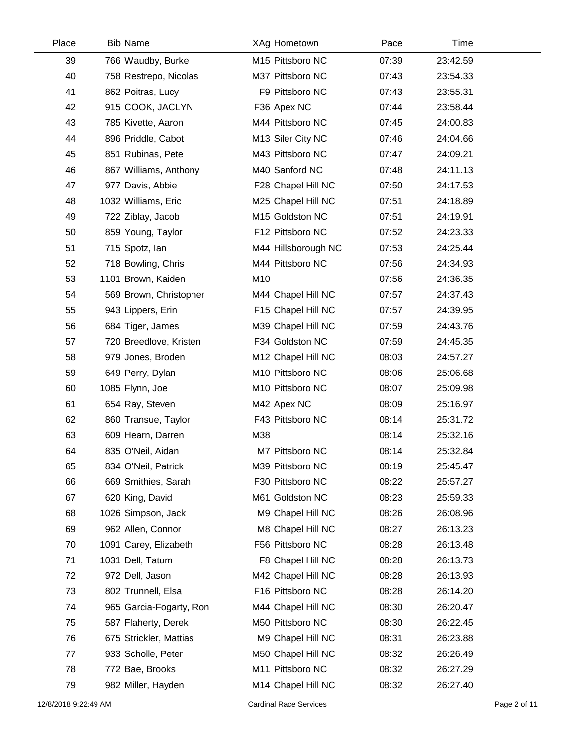| Place | Bib | Name | XAg | Hometown | Pace | Time |
|---|---|---|---|---|---|---|
| 39 | 766 | Waudby, Burke | M15 | Pittsboro NC | 07:39 | 23:42.59 |
| 40 | 758 | Restrepo, Nicolas | M37 | Pittsboro NC | 07:43 | 23:54.33 |
| 41 | 862 | Poitras, Lucy | F9 | Pittsboro NC | 07:43 | 23:55.31 |
| 42 | 915 | COOK, JACLYN | F36 | Apex NC | 07:44 | 23:58.44 |
| 43 | 785 | Kivette, Aaron | M44 | Pittsboro NC | 07:45 | 24:00.83 |
| 44 | 896 | Priddle, Cabot | M13 | Siler City NC | 07:46 | 24:04.66 |
| 45 | 851 | Rubinas, Pete | M43 | Pittsboro NC | 07:47 | 24:09.21 |
| 46 | 867 | Williams, Anthony | M40 | Sanford NC | 07:48 | 24:11.13 |
| 47 | 977 | Davis, Abbie | F28 | Chapel Hill NC | 07:50 | 24:17.53 |
| 48 | 1032 | Williams, Eric | M25 | Chapel Hill NC | 07:51 | 24:18.89 |
| 49 | 722 | Ziblay, Jacob | M15 | Goldston NC | 07:51 | 24:19.91 |
| 50 | 859 | Young, Taylor | F12 | Pittsboro NC | 07:52 | 24:23.33 |
| 51 | 715 | Spotz, Ian | M44 | Hillsborough NC | 07:53 | 24:25.44 |
| 52 | 718 | Bowling, Chris | M44 | Pittsboro NC | 07:56 | 24:34.93 |
| 53 | 1101 | Brown, Kaiden | M10 | | 07:56 | 24:36.35 |
| 54 | 569 | Brown, Christopher | M44 | Chapel Hill NC | 07:57 | 24:37.43 |
| 55 | 943 | Lippers, Erin | F15 | Chapel Hill NC | 07:57 | 24:39.95 |
| 56 | 684 | Tiger, James | M39 | Chapel Hill NC | 07:59 | 24:43.76 |
| 57 | 720 | Breedlove, Kristen | F34 | Goldston NC | 07:59 | 24:45.35 |
| 58 | 979 | Jones, Broden | M12 | Chapel Hill NC | 08:03 | 24:57.27 |
| 59 | 649 | Perry, Dylan | M10 | Pittsboro NC | 08:06 | 25:06.68 |
| 60 | 1085 | Flynn, Joe | M10 | Pittsboro NC | 08:07 | 25:09.98 |
| 61 | 654 | Ray, Steven | M42 | Apex NC | 08:09 | 25:16.97 |
| 62 | 860 | Transue, Taylor | F43 | Pittsboro NC | 08:14 | 25:31.72 |
| 63 | 609 | Hearn, Darren | M38 | | 08:14 | 25:32.16 |
| 64 | 835 | O'Neil, Aidan | M7 | Pittsboro NC | 08:14 | 25:32.84 |
| 65 | 834 | O'Neil, Patrick | M39 | Pittsboro NC | 08:19 | 25:45.47 |
| 66 | 669 | Smithies, Sarah | F30 | Pittsboro NC | 08:22 | 25:57.27 |
| 67 | 620 | King, David | M61 | Goldston NC | 08:23 | 25:59.33 |
| 68 | 1026 | Simpson, Jack | M9 | Chapel Hill NC | 08:26 | 26:08.96 |
| 69 | 962 | Allen, Connor | M8 | Chapel Hill NC | 08:27 | 26:13.23 |
| 70 | 1091 | Carey, Elizabeth | F56 | Pittsboro NC | 08:28 | 26:13.48 |
| 71 | 1031 | Dell, Tatum | F8 | Chapel Hill NC | 08:28 | 26:13.73 |
| 72 | 972 | Dell, Jason | M42 | Chapel Hill NC | 08:28 | 26:13.93 |
| 73 | 802 | Trunnell, Elsa | F16 | Pittsboro NC | 08:28 | 26:14.20 |
| 74 | 965 | Garcia-Fogarty, Ron | M44 | Chapel Hill NC | 08:30 | 26:20.47 |
| 75 | 587 | Flaherty, Derek | M50 | Pittsboro NC | 08:30 | 26:22.45 |
| 76 | 675 | Strickler, Mattias | M9 | Chapel Hill NC | 08:31 | 26:23.88 |
| 77 | 933 | Scholle, Peter | M50 | Chapel Hill NC | 08:32 | 26:26.49 |
| 78 | 772 | Bae, Brooks | M11 | Pittsboro NC | 08:32 | 26:27.29 |
| 79 | 982 | Miller, Hayden | M14 | Chapel Hill NC | 08:32 | 26:27.40 |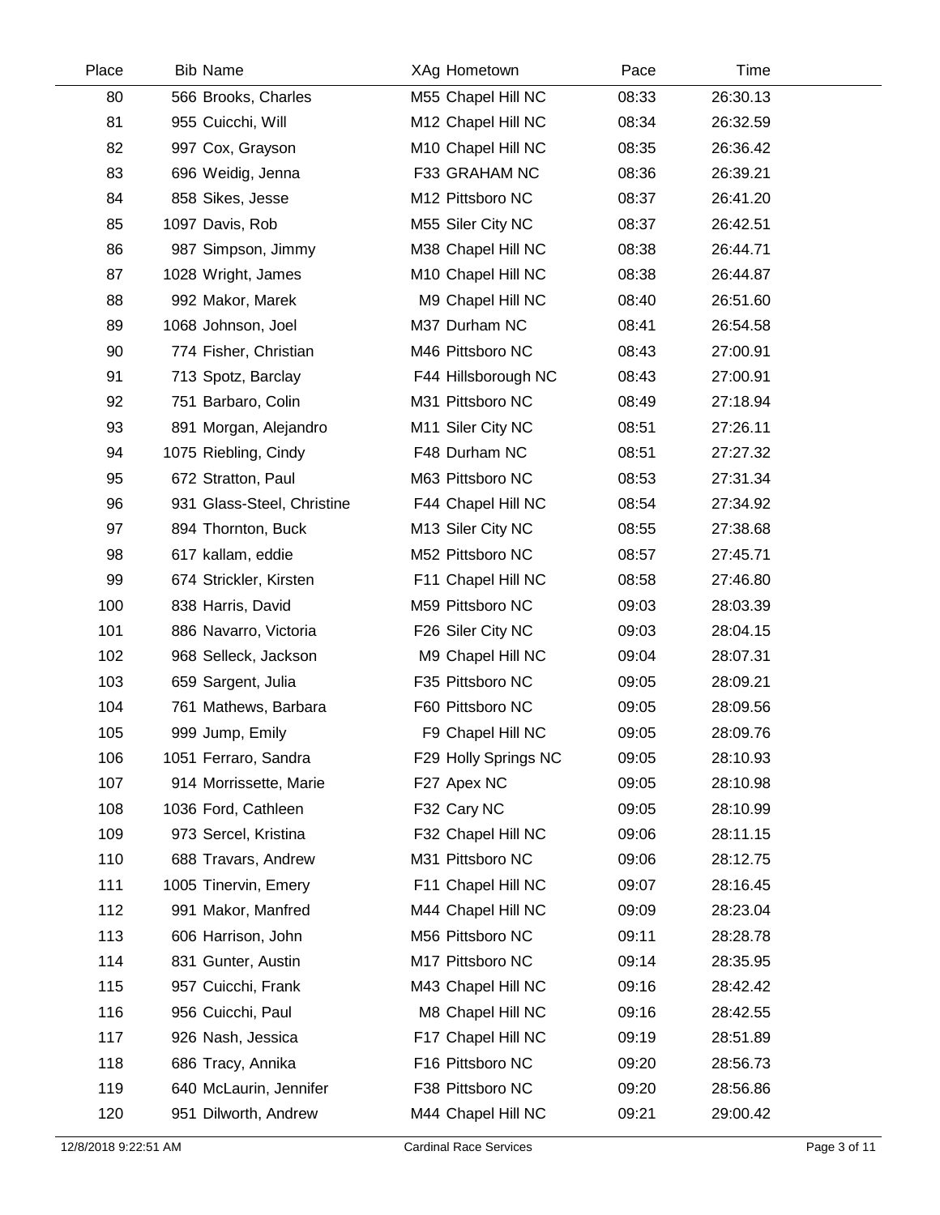| Place | Bib | Name | XAg | Hometown | Pace | Time |
|---|---|---|---|---|---|---|
| 80 | 566 | Brooks, Charles | M55 | Chapel Hill NC | 08:33 | 26:30.13 |
| 81 | 955 | Cuicchi, Will | M12 | Chapel Hill NC | 08:34 | 26:32.59 |
| 82 | 997 | Cox, Grayson | M10 | Chapel Hill NC | 08:35 | 26:36.42 |
| 83 | 696 | Weidig, Jenna | F33 | GRAHAM NC | 08:36 | 26:39.21 |
| 84 | 858 | Sikes, Jesse | M12 | Pittsboro NC | 08:37 | 26:41.20 |
| 85 | 1097 | Davis, Rob | M55 | Siler City NC | 08:37 | 26:42.51 |
| 86 | 987 | Simpson, Jimmy | M38 | Chapel Hill NC | 08:38 | 26:44.71 |
| 87 | 1028 | Wright, James | M10 | Chapel Hill NC | 08:38 | 26:44.87 |
| 88 | 992 | Makor, Marek | M9 | Chapel Hill NC | 08:40 | 26:51.60 |
| 89 | 1068 | Johnson, Joel | M37 | Durham NC | 08:41 | 26:54.58 |
| 90 | 774 | Fisher, Christian | M46 | Pittsboro NC | 08:43 | 27:00.91 |
| 91 | 713 | Spotz, Barclay | F44 | Hillsborough NC | 08:43 | 27:00.91 |
| 92 | 751 | Barbaro, Colin | M31 | Pittsboro NC | 08:49 | 27:18.94 |
| 93 | 891 | Morgan, Alejandro | M11 | Siler City NC | 08:51 | 27:26.11 |
| 94 | 1075 | Riebling, Cindy | F48 | Durham NC | 08:51 | 27:27.32 |
| 95 | 672 | Stratton, Paul | M63 | Pittsboro NC | 08:53 | 27:31.34 |
| 96 | 931 | Glass-Steel, Christine | F44 | Chapel Hill NC | 08:54 | 27:34.92 |
| 97 | 894 | Thornton, Buck | M13 | Siler City NC | 08:55 | 27:38.68 |
| 98 | 617 | kallam, eddie | M52 | Pittsboro NC | 08:57 | 27:45.71 |
| 99 | 674 | Strickler, Kirsten | F11 | Chapel Hill NC | 08:58 | 27:46.80 |
| 100 | 838 | Harris, David | M59 | Pittsboro NC | 09:03 | 28:03.39 |
| 101 | 886 | Navarro, Victoria | F26 | Siler City NC | 09:03 | 28:04.15 |
| 102 | 968 | Selleck, Jackson | M9 | Chapel Hill NC | 09:04 | 28:07.31 |
| 103 | 659 | Sargent, Julia | F35 | Pittsboro NC | 09:05 | 28:09.21 |
| 104 | 761 | Mathews, Barbara | F60 | Pittsboro NC | 09:05 | 28:09.56 |
| 105 | 999 | Jump, Emily | F9 | Chapel Hill NC | 09:05 | 28:09.76 |
| 106 | 1051 | Ferraro, Sandra | F29 | Holly Springs NC | 09:05 | 28:10.93 |
| 107 | 914 | Morrissette, Marie | F27 | Apex NC | 09:05 | 28:10.98 |
| 108 | 1036 | Ford, Cathleen | F32 | Cary NC | 09:05 | 28:10.99 |
| 109 | 973 | Sercel, Kristina | F32 | Chapel Hill NC | 09:06 | 28:11.15 |
| 110 | 688 | Travars, Andrew | M31 | Pittsboro NC | 09:06 | 28:12.75 |
| 111 | 1005 | Tinervin, Emery | F11 | Chapel Hill NC | 09:07 | 28:16.45 |
| 112 | 991 | Makor, Manfred | M44 | Chapel Hill NC | 09:09 | 28:23.04 |
| 113 | 606 | Harrison, John | M56 | Pittsboro NC | 09:11 | 28:28.78 |
| 114 | 831 | Gunter, Austin | M17 | Pittsboro NC | 09:14 | 28:35.95 |
| 115 | 957 | Cuicchi, Frank | M43 | Chapel Hill NC | 09:16 | 28:42.42 |
| 116 | 956 | Cuicchi, Paul | M8 | Chapel Hill NC | 09:16 | 28:42.55 |
| 117 | 926 | Nash, Jessica | F17 | Chapel Hill NC | 09:19 | 28:51.89 |
| 118 | 686 | Tracy, Annika | F16 | Pittsboro NC | 09:20 | 28:56.73 |
| 119 | 640 | McLaurin, Jennifer | F38 | Pittsboro NC | 09:20 | 28:56.86 |
| 120 | 951 | Dilworth, Andrew | M44 | Chapel Hill NC | 09:21 | 29:00.42 |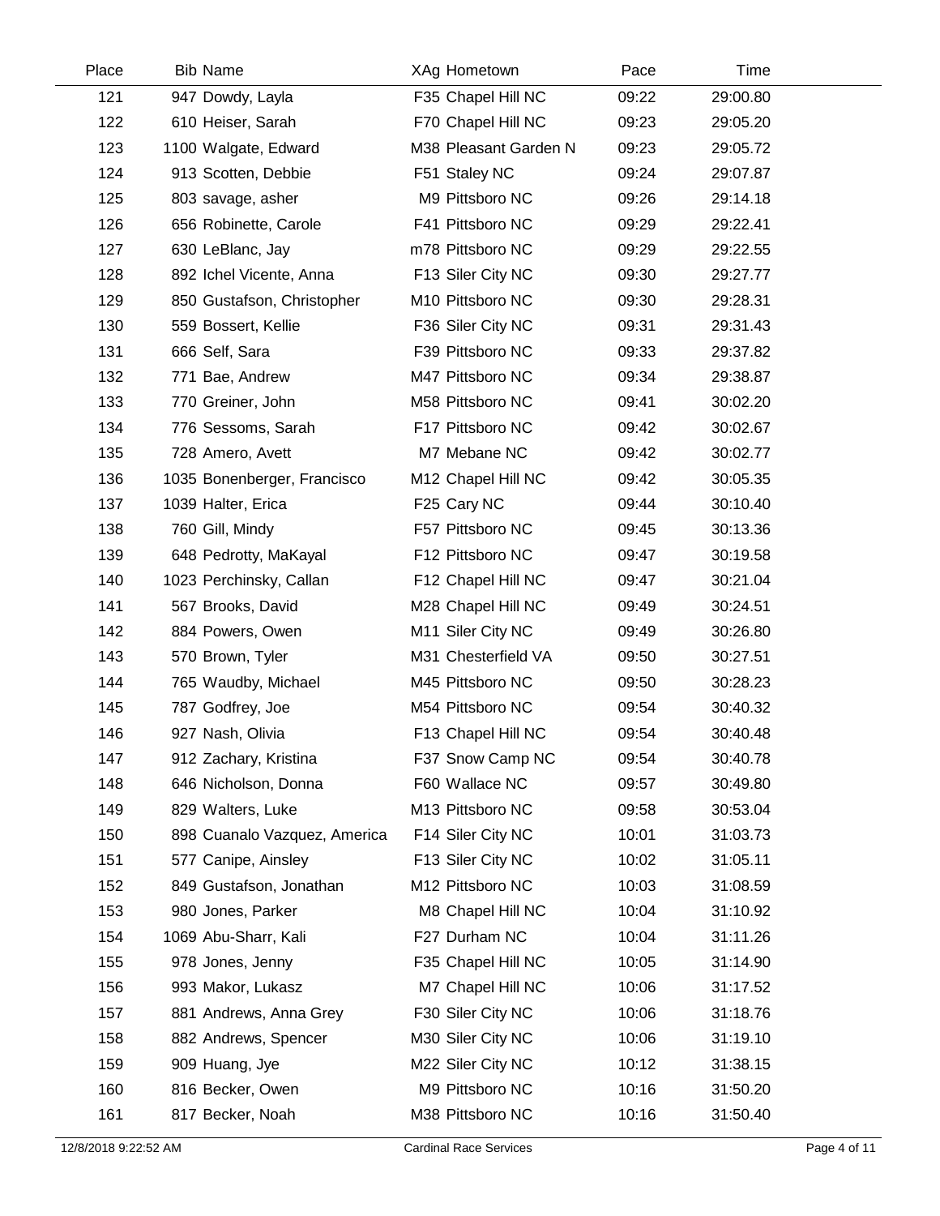| Place | Bib | Name | XAg | Hometown | Pace | Time |
|---|---|---|---|---|---|---|
| 121 | 947 | Dowdy, Layla | F35 | Chapel Hill NC | 09:22 | 29:00.80 |
| 122 | 610 | Heiser, Sarah | F70 | Chapel Hill NC | 09:23 | 29:05.20 |
| 123 | 1100 | Walgate, Edward | M38 | Pleasant Garden N | 09:23 | 29:05.72 |
| 124 | 913 | Scotten, Debbie | F51 | Staley NC | 09:24 | 29:07.87 |
| 125 | 803 | savage, asher | M9 | Pittsboro NC | 09:26 | 29:14.18 |
| 126 | 656 | Robinette, Carole | F41 | Pittsboro NC | 09:29 | 29:22.41 |
| 127 | 630 | LeBlanc, Jay | m78 | Pittsboro NC | 09:29 | 29:22.55 |
| 128 | 892 | Ichel Vicente, Anna | F13 | Siler City NC | 09:30 | 29:27.77 |
| 129 | 850 | Gustafson, Christopher | M10 | Pittsboro NC | 09:30 | 29:28.31 |
| 130 | 559 | Bossert, Kellie | F36 | Siler City NC | 09:31 | 29:31.43 |
| 131 | 666 | Self, Sara | F39 | Pittsboro NC | 09:33 | 29:37.82 |
| 132 | 771 | Bae, Andrew | M47 | Pittsboro NC | 09:34 | 29:38.87 |
| 133 | 770 | Greiner, John | M58 | Pittsboro NC | 09:41 | 30:02.20 |
| 134 | 776 | Sessoms, Sarah | F17 | Pittsboro NC | 09:42 | 30:02.67 |
| 135 | 728 | Amero, Avett | M7 | Mebane NC | 09:42 | 30:02.77 |
| 136 | 1035 | Bonenberger, Francisco | M12 | Chapel Hill NC | 09:42 | 30:05.35 |
| 137 | 1039 | Halter, Erica | F25 | Cary NC | 09:44 | 30:10.40 |
| 138 | 760 | Gill, Mindy | F57 | Pittsboro NC | 09:45 | 30:13.36 |
| 139 | 648 | Pedrotty, MaKayal | F12 | Pittsboro NC | 09:47 | 30:19.58 |
| 140 | 1023 | Perchinsky, Callan | F12 | Chapel Hill NC | 09:47 | 30:21.04 |
| 141 | 567 | Brooks, David | M28 | Chapel Hill NC | 09:49 | 30:24.51 |
| 142 | 884 | Powers, Owen | M11 | Siler City NC | 09:49 | 30:26.80 |
| 143 | 570 | Brown, Tyler | M31 | Chesterfield VA | 09:50 | 30:27.51 |
| 144 | 765 | Waudby, Michael | M45 | Pittsboro NC | 09:50 | 30:28.23 |
| 145 | 787 | Godfrey, Joe | M54 | Pittsboro NC | 09:54 | 30:40.32 |
| 146 | 927 | Nash, Olivia | F13 | Chapel Hill NC | 09:54 | 30:40.48 |
| 147 | 912 | Zachary, Kristina | F37 | Snow Camp NC | 09:54 | 30:40.78 |
| 148 | 646 | Nicholson, Donna | F60 | Wallace NC | 09:57 | 30:49.80 |
| 149 | 829 | Walters, Luke | M13 | Pittsboro NC | 09:58 | 30:53.04 |
| 150 | 898 | Cuanalo Vazquez, America | F14 | Siler City NC | 10:01 | 31:03.73 |
| 151 | 577 | Canipe, Ainsley | F13 | Siler City NC | 10:02 | 31:05.11 |
| 152 | 849 | Gustafson, Jonathan | M12 | Pittsboro NC | 10:03 | 31:08.59 |
| 153 | 980 | Jones, Parker | M8 | Chapel Hill NC | 10:04 | 31:10.92 |
| 154 | 1069 | Abu-Sharr, Kali | F27 | Durham NC | 10:04 | 31:11.26 |
| 155 | 978 | Jones, Jenny | F35 | Chapel Hill NC | 10:05 | 31:14.90 |
| 156 | 993 | Makor, Lukasz | M7 | Chapel Hill NC | 10:06 | 31:17.52 |
| 157 | 881 | Andrews, Anna Grey | F30 | Siler City NC | 10:06 | 31:18.76 |
| 158 | 882 | Andrews, Spencer | M30 | Siler City NC | 10:06 | 31:19.10 |
| 159 | 909 | Huang, Jye | M22 | Siler City NC | 10:12 | 31:38.15 |
| 160 | 816 | Becker, Owen | M9 | Pittsboro NC | 10:16 | 31:50.20 |
| 161 | 817 | Becker, Noah | M38 | Pittsboro NC | 10:16 | 31:50.40 |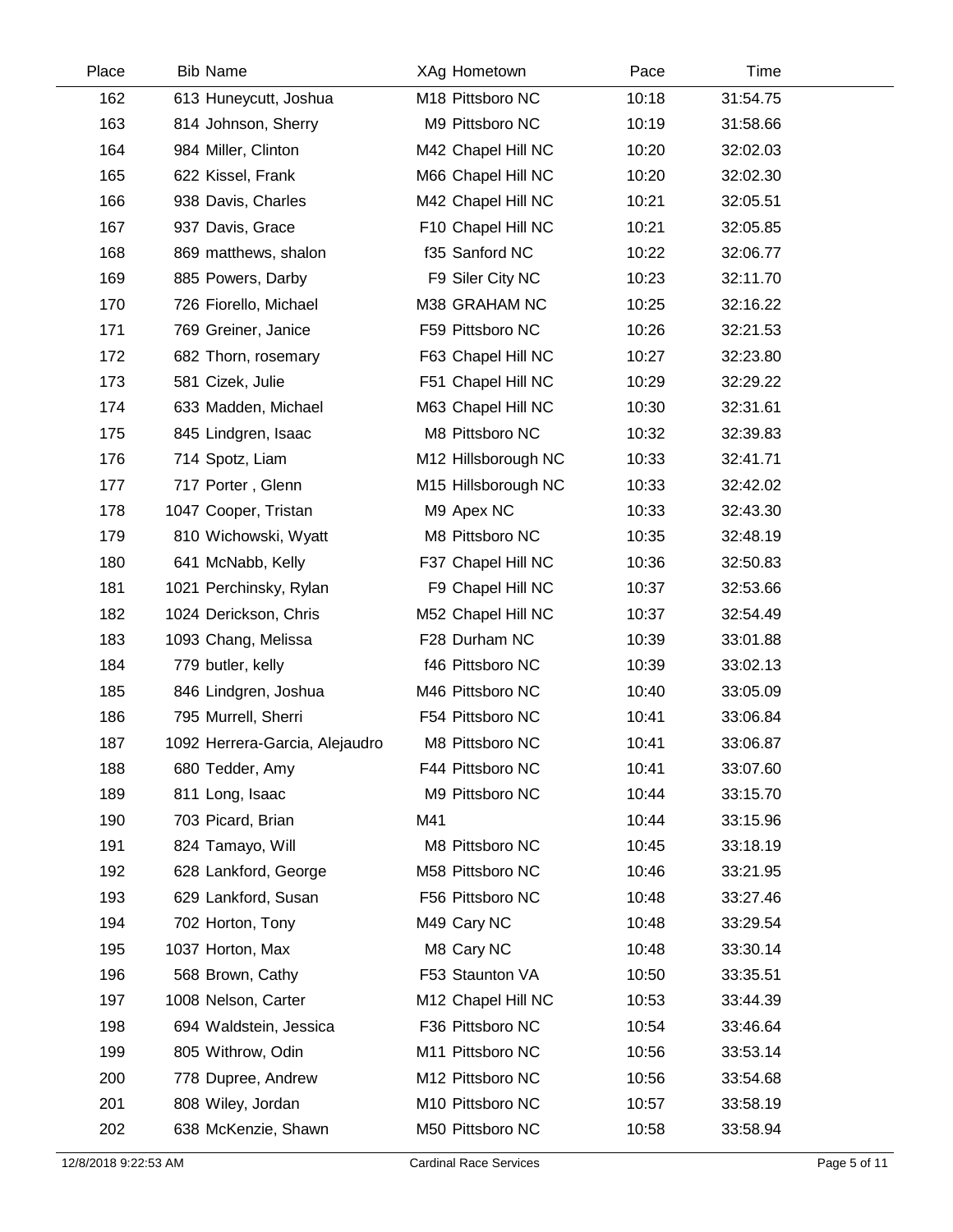| Place | Bib | Name | XAg | Hometown | Pace | Time |
|---|---|---|---|---|---|---|
| 162 | 613 | Huneycutt, Joshua | M18 | Pittsboro NC | 10:18 | 31:54.75 |
| 163 | 814 | Johnson, Sherry | M9 | Pittsboro NC | 10:19 | 31:58.66 |
| 164 | 984 | Miller, Clinton | M42 | Chapel Hill NC | 10:20 | 32:02.03 |
| 165 | 622 | Kissel, Frank | M66 | Chapel Hill NC | 10:20 | 32:02.30 |
| 166 | 938 | Davis, Charles | M42 | Chapel Hill NC | 10:21 | 32:05.51 |
| 167 | 937 | Davis, Grace | F10 | Chapel Hill NC | 10:21 | 32:05.85 |
| 168 | 869 | matthews, shalon | f35 | Sanford NC | 10:22 | 32:06.77 |
| 169 | 885 | Powers, Darby | F9 | Siler City NC | 10:23 | 32:11.70 |
| 170 | 726 | Fiorello, Michael | M38 | GRAHAM NC | 10:25 | 32:16.22 |
| 171 | 769 | Greiner, Janice | F59 | Pittsboro NC | 10:26 | 32:21.53 |
| 172 | 682 | Thorn, rosemary | F63 | Chapel Hill NC | 10:27 | 32:23.80 |
| 173 | 581 | Cizek, Julie | F51 | Chapel Hill NC | 10:29 | 32:29.22 |
| 174 | 633 | Madden, Michael | M63 | Chapel Hill NC | 10:30 | 32:31.61 |
| 175 | 845 | Lindgren, Isaac | M8 | Pittsboro NC | 10:32 | 32:39.83 |
| 176 | 714 | Spotz, Liam | M12 | Hillsborough NC | 10:33 | 32:41.71 |
| 177 | 717 | Porter , Glenn | M15 | Hillsborough NC | 10:33 | 32:42.02 |
| 178 | 1047 | Cooper, Tristan | M9 | Apex NC | 10:33 | 32:43.30 |
| 179 | 810 | Wichowski, Wyatt | M8 | Pittsboro NC | 10:35 | 32:48.19 |
| 180 | 641 | McNabb, Kelly | F37 | Chapel Hill NC | 10:36 | 32:50.83 |
| 181 | 1021 | Perchinsky, Rylan | F9 | Chapel Hill NC | 10:37 | 32:53.66 |
| 182 | 1024 | Derickson, Chris | M52 | Chapel Hill NC | 10:37 | 32:54.49 |
| 183 | 1093 | Chang, Melissa | F28 | Durham NC | 10:39 | 33:01.88 |
| 184 | 779 | butler, kelly | f46 | Pittsboro NC | 10:39 | 33:02.13 |
| 185 | 846 | Lindgren, Joshua | M46 | Pittsboro NC | 10:40 | 33:05.09 |
| 186 | 795 | Murrell, Sherri | F54 | Pittsboro NC | 10:41 | 33:06.84 |
| 187 | 1092 | Herrera-Garcia, Alejaudro | M8 | Pittsboro NC | 10:41 | 33:06.87 |
| 188 | 680 | Tedder, Amy | F44 | Pittsboro NC | 10:41 | 33:07.60 |
| 189 | 811 | Long, Isaac | M9 | Pittsboro NC | 10:44 | 33:15.70 |
| 190 | 703 | Picard, Brian | M41 | | 10:44 | 33:15.96 |
| 191 | 824 | Tamayo, Will | M8 | Pittsboro NC | 10:45 | 33:18.19 |
| 192 | 628 | Lankford, George | M58 | Pittsboro NC | 10:46 | 33:21.95 |
| 193 | 629 | Lankford, Susan | F56 | Pittsboro NC | 10:48 | 33:27.46 |
| 194 | 702 | Horton, Tony | M49 | Cary NC | 10:48 | 33:29.54 |
| 195 | 1037 | Horton, Max | M8 | Cary NC | 10:48 | 33:30.14 |
| 196 | 568 | Brown, Cathy | F53 | Staunton VA | 10:50 | 33:35.51 |
| 197 | 1008 | Nelson, Carter | M12 | Chapel Hill NC | 10:53 | 33:44.39 |
| 198 | 694 | Waldstein, Jessica | F36 | Pittsboro NC | 10:54 | 33:46.64 |
| 199 | 805 | Withrow, Odin | M11 | Pittsboro NC | 10:56 | 33:53.14 |
| 200 | 778 | Dupree, Andrew | M12 | Pittsboro NC | 10:56 | 33:54.68 |
| 201 | 808 | Wiley, Jordan | M10 | Pittsboro NC | 10:57 | 33:58.19 |
| 202 | 638 | McKenzie, Shawn | M50 | Pittsboro NC | 10:58 | 33:58.94 |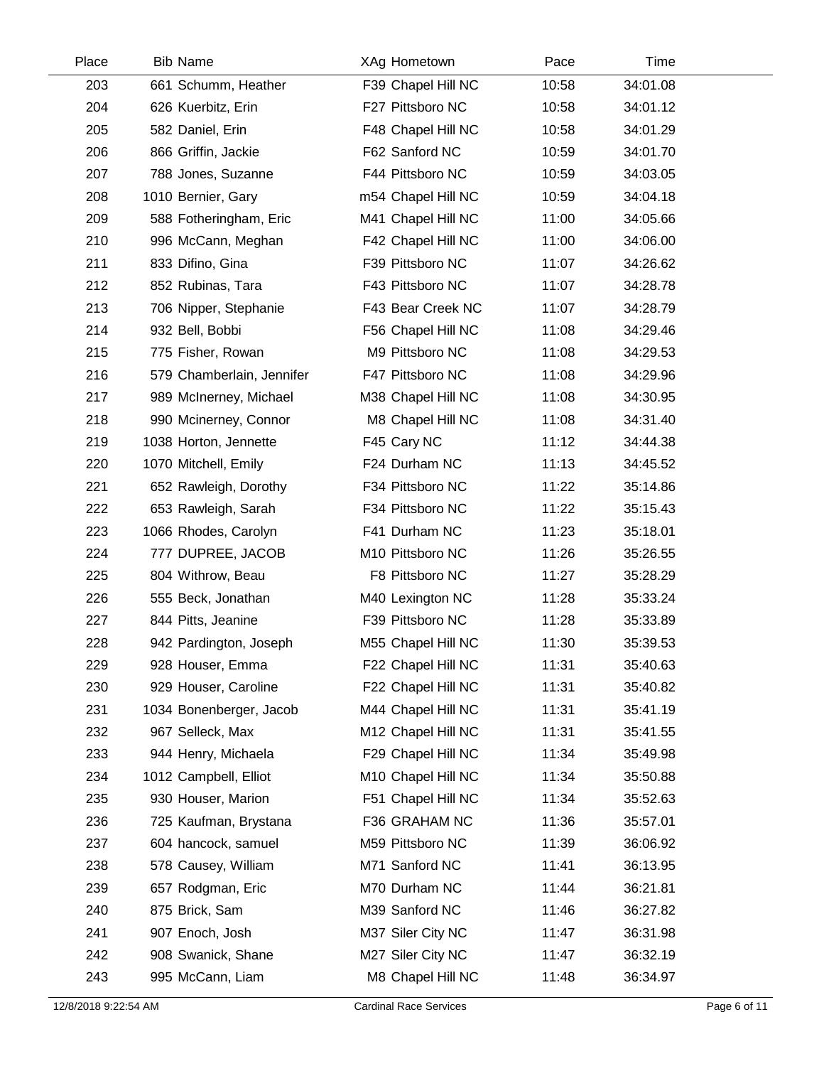| Place | Bib | Name | XAg | Hometown | Pace | Time |
|---|---|---|---|---|---|---|
| 203 | 661 | Schumm, Heather | F39 | Chapel Hill NC | 10:58 | 34:01.08 |
| 204 | 626 | Kuerbitz, Erin | F27 | Pittsboro NC | 10:58 | 34:01.12 |
| 205 | 582 | Daniel, Erin | F48 | Chapel Hill NC | 10:58 | 34:01.29 |
| 206 | 866 | Griffin, Jackie | F62 | Sanford NC | 10:59 | 34:01.70 |
| 207 | 788 | Jones, Suzanne | F44 | Pittsboro NC | 10:59 | 34:03.05 |
| 208 | 1010 | Bernier, Gary | m54 | Chapel Hill NC | 10:59 | 34:04.18 |
| 209 | 588 | Fotheringham, Eric | M41 | Chapel Hill NC | 11:00 | 34:05.66 |
| 210 | 996 | McCann, Meghan | F42 | Chapel Hill NC | 11:00 | 34:06.00 |
| 211 | 833 | Difino, Gina | F39 | Pittsboro NC | 11:07 | 34:26.62 |
| 212 | 852 | Rubinas, Tara | F43 | Pittsboro NC | 11:07 | 34:28.78 |
| 213 | 706 | Nipper, Stephanie | F43 | Bear Creek NC | 11:07 | 34:28.79 |
| 214 | 932 | Bell, Bobbi | F56 | Chapel Hill NC | 11:08 | 34:29.46 |
| 215 | 775 | Fisher, Rowan | M9 | Pittsboro NC | 11:08 | 34:29.53 |
| 216 | 579 | Chamberlain, Jennifer | F47 | Pittsboro NC | 11:08 | 34:29.96 |
| 217 | 989 | McInerney, Michael | M38 | Chapel Hill NC | 11:08 | 34:30.95 |
| 218 | 990 | Mcinerney, Connor | M8 | Chapel Hill NC | 11:08 | 34:31.40 |
| 219 | 1038 | Horton, Jennette | F45 | Cary NC | 11:12 | 34:44.38 |
| 220 | 1070 | Mitchell, Emily | F24 | Durham NC | 11:13 | 34:45.52 |
| 221 | 652 | Rawleigh, Dorothy | F34 | Pittsboro NC | 11:22 | 35:14.86 |
| 222 | 653 | Rawleigh, Sarah | F34 | Pittsboro NC | 11:22 | 35:15.43 |
| 223 | 1066 | Rhodes, Carolyn | F41 | Durham NC | 11:23 | 35:18.01 |
| 224 | 777 | DUPREE, JACOB | M10 | Pittsboro NC | 11:26 | 35:26.55 |
| 225 | 804 | Withrow, Beau | F8 | Pittsboro NC | 11:27 | 35:28.29 |
| 226 | 555 | Beck, Jonathan | M40 | Lexington NC | 11:28 | 35:33.24 |
| 227 | 844 | Pitts, Jeanine | F39 | Pittsboro NC | 11:28 | 35:33.89 |
| 228 | 942 | Pardington, Joseph | M55 | Chapel Hill NC | 11:30 | 35:39.53 |
| 229 | 928 | Houser, Emma | F22 | Chapel Hill NC | 11:31 | 35:40.63 |
| 230 | 929 | Houser, Caroline | F22 | Chapel Hill NC | 11:31 | 35:40.82 |
| 231 | 1034 | Bonenberger, Jacob | M44 | Chapel Hill NC | 11:31 | 35:41.19 |
| 232 | 967 | Selleck, Max | M12 | Chapel Hill NC | 11:31 | 35:41.55 |
| 233 | 944 | Henry, Michaela | F29 | Chapel Hill NC | 11:34 | 35:49.98 |
| 234 | 1012 | Campbell, Elliot | M10 | Chapel Hill NC | 11:34 | 35:50.88 |
| 235 | 930 | Houser, Marion | F51 | Chapel Hill NC | 11:34 | 35:52.63 |
| 236 | 725 | Kaufman, Brystana | F36 | GRAHAM NC | 11:36 | 35:57.01 |
| 237 | 604 | hancock, samuel | M59 | Pittsboro NC | 11:39 | 36:06.92 |
| 238 | 578 | Causey, William | M71 | Sanford NC | 11:41 | 36:13.95 |
| 239 | 657 | Rodgman, Eric | M70 | Durham NC | 11:44 | 36:21.81 |
| 240 | 875 | Brick, Sam | M39 | Sanford NC | 11:46 | 36:27.82 |
| 241 | 907 | Enoch, Josh | M37 | Siler City NC | 11:47 | 36:31.98 |
| 242 | 908 | Swanick, Shane | M27 | Siler City NC | 11:47 | 36:32.19 |
| 243 | 995 | McCann, Liam | M8 | Chapel Hill NC | 11:48 | 36:34.97 |

12/8/2018 9:22:54 AM — Cardinal Race Services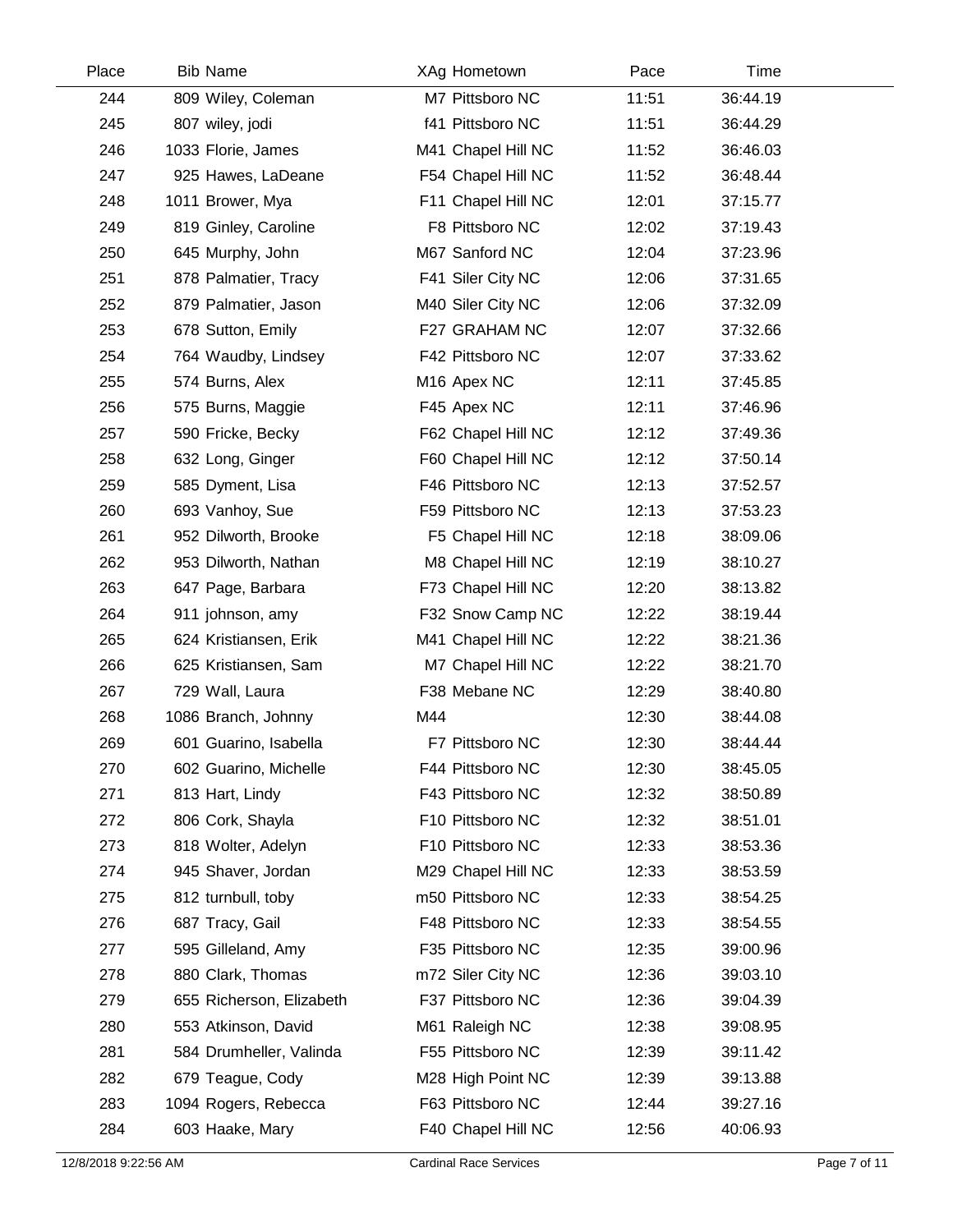| Place | Bib | Name | XAg | Hometown | Pace | Time |
|---|---|---|---|---|---|---|
| 244 | 809 | Wiley, Coleman | M7 | Pittsboro NC | 11:51 | 36:44.19 |
| 245 | 807 | wiley, jodi | f41 | Pittsboro NC | 11:51 | 36:44.29 |
| 246 | 1033 | Florie, James | M41 | Chapel Hill NC | 11:52 | 36:46.03 |
| 247 | 925 | Hawes, LaDeane | F54 | Chapel Hill NC | 11:52 | 36:48.44 |
| 248 | 1011 | Brower, Mya | F11 | Chapel Hill NC | 12:01 | 37:15.77 |
| 249 | 819 | Ginley, Caroline | F8 | Pittsboro NC | 12:02 | 37:19.43 |
| 250 | 645 | Murphy, John | M67 | Sanford NC | 12:04 | 37:23.96 |
| 251 | 878 | Palmatier, Tracy | F41 | Siler City NC | 12:06 | 37:31.65 |
| 252 | 879 | Palmatier, Jason | M40 | Siler City NC | 12:06 | 37:32.09 |
| 253 | 678 | Sutton, Emily | F27 | GRAHAM NC | 12:07 | 37:32.66 |
| 254 | 764 | Waudby, Lindsey | F42 | Pittsboro NC | 12:07 | 37:33.62 |
| 255 | 574 | Burns, Alex | M16 | Apex NC | 12:11 | 37:45.85 |
| 256 | 575 | Burns, Maggie | F45 | Apex NC | 12:11 | 37:46.96 |
| 257 | 590 | Fricke, Becky | F62 | Chapel Hill NC | 12:12 | 37:49.36 |
| 258 | 632 | Long, Ginger | F60 | Chapel Hill NC | 12:12 | 37:50.14 |
| 259 | 585 | Dyment, Lisa | F46 | Pittsboro NC | 12:13 | 37:52.57 |
| 260 | 693 | Vanhoy, Sue | F59 | Pittsboro NC | 12:13 | 37:53.23 |
| 261 | 952 | Dilworth, Brooke | F5 | Chapel Hill NC | 12:18 | 38:09.06 |
| 262 | 953 | Dilworth, Nathan | M8 | Chapel Hill NC | 12:19 | 38:10.27 |
| 263 | 647 | Page, Barbara | F73 | Chapel Hill NC | 12:20 | 38:13.82 |
| 264 | 911 | johnson, amy | F32 | Snow Camp NC | 12:22 | 38:19.44 |
| 265 | 624 | Kristiansen, Erik | M41 | Chapel Hill NC | 12:22 | 38:21.36 |
| 266 | 625 | Kristiansen, Sam | M7 | Chapel Hill NC | 12:22 | 38:21.70 |
| 267 | 729 | Wall, Laura | F38 | Mebane NC | 12:29 | 38:40.80 |
| 268 | 1086 | Branch, Johnny | M44 | | 12:30 | 38:44.08 |
| 269 | 601 | Guarino, Isabella | F7 | Pittsboro NC | 12:30 | 38:44.44 |
| 270 | 602 | Guarino, Michelle | F44 | Pittsboro NC | 12:30 | 38:45.05 |
| 271 | 813 | Hart, Lindy | F43 | Pittsboro NC | 12:32 | 38:50.89 |
| 272 | 806 | Cork, Shayla | F10 | Pittsboro NC | 12:32 | 38:51.01 |
| 273 | 818 | Wolter, Adelyn | F10 | Pittsboro NC | 12:33 | 38:53.36 |
| 274 | 945 | Shaver, Jordan | M29 | Chapel Hill NC | 12:33 | 38:53.59 |
| 275 | 812 | turnbull, toby | m50 | Pittsboro NC | 12:33 | 38:54.25 |
| 276 | 687 | Tracy, Gail | F48 | Pittsboro NC | 12:33 | 38:54.55 |
| 277 | 595 | Gilleland, Amy | F35 | Pittsboro NC | 12:35 | 39:00.96 |
| 278 | 880 | Clark, Thomas | m72 | Siler City NC | 12:36 | 39:03.10 |
| 279 | 655 | Richerson, Elizabeth | F37 | Pittsboro NC | 12:36 | 39:04.39 |
| 280 | 553 | Atkinson, David | M61 | Raleigh NC | 12:38 | 39:08.95 |
| 281 | 584 | Drumheller, Valinda | F55 | Pittsboro NC | 12:39 | 39:11.42 |
| 282 | 679 | Teague, Cody | M28 | High Point NC | 12:39 | 39:13.88 |
| 283 | 1094 | Rogers, Rebecca | F63 | Pittsboro NC | 12:44 | 39:27.16 |
| 284 | 603 | Haake, Mary | F40 | Chapel Hill NC | 12:56 | 40:06.93 |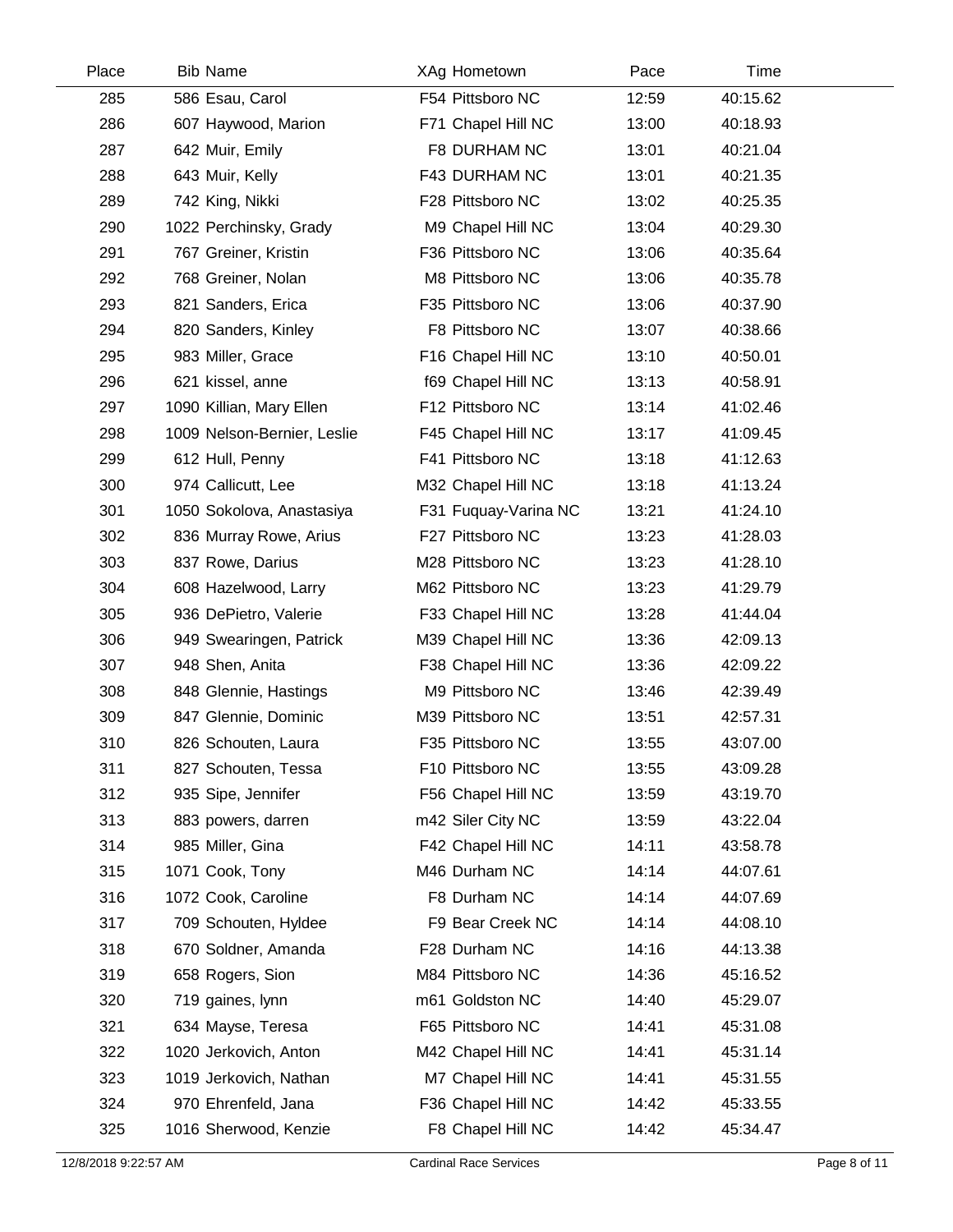| Place | Bib | Name | XAg | Hometown | Pace | Time |
|---|---|---|---|---|---|---|
| 285 | 586 | Esau, Carol | F54 | Pittsboro NC | 12:59 | 40:15.62 |
| 286 | 607 | Haywood, Marion | F71 | Chapel Hill NC | 13:00 | 40:18.93 |
| 287 | 642 | Muir, Emily | F8 | DURHAM NC | 13:01 | 40:21.04 |
| 288 | 643 | Muir, Kelly | F43 | DURHAM NC | 13:01 | 40:21.35 |
| 289 | 742 | King, Nikki | F28 | Pittsboro NC | 13:02 | 40:25.35 |
| 290 | 1022 | Perchinsky, Grady | M9 | Chapel Hill NC | 13:04 | 40:29.30 |
| 291 | 767 | Greiner, Kristin | F36 | Pittsboro NC | 13:06 | 40:35.64 |
| 292 | 768 | Greiner, Nolan | M8 | Pittsboro NC | 13:06 | 40:35.78 |
| 293 | 821 | Sanders, Erica | F35 | Pittsboro NC | 13:06 | 40:37.90 |
| 294 | 820 | Sanders, Kinley | F8 | Pittsboro NC | 13:07 | 40:38.66 |
| 295 | 983 | Miller, Grace | F16 | Chapel Hill NC | 13:10 | 40:50.01 |
| 296 | 621 | kissel, anne | f69 | Chapel Hill NC | 13:13 | 40:58.91 |
| 297 | 1090 | Killian, Mary Ellen | F12 | Pittsboro NC | 13:14 | 41:02.46 |
| 298 | 1009 | Nelson-Bernier, Leslie | F45 | Chapel Hill NC | 13:17 | 41:09.45 |
| 299 | 612 | Hull, Penny | F41 | Pittsboro NC | 13:18 | 41:12.63 |
| 300 | 974 | Callicutt, Lee | M32 | Chapel Hill NC | 13:18 | 41:13.24 |
| 301 | 1050 | Sokolova, Anastasiya | F31 | Fuquay-Varina NC | 13:21 | 41:24.10 |
| 302 | 836 | Murray Rowe, Arius | F27 | Pittsboro NC | 13:23 | 41:28.03 |
| 303 | 837 | Rowe, Darius | M28 | Pittsboro NC | 13:23 | 41:28.10 |
| 304 | 608 | Hazelwood, Larry | M62 | Pittsboro NC | 13:23 | 41:29.79 |
| 305 | 936 | DePietro, Valerie | F33 | Chapel Hill NC | 13:28 | 41:44.04 |
| 306 | 949 | Swearingen, Patrick | M39 | Chapel Hill NC | 13:36 | 42:09.13 |
| 307 | 948 | Shen, Anita | F38 | Chapel Hill NC | 13:36 | 42:09.22 |
| 308 | 848 | Glennie, Hastings | M9 | Pittsboro NC | 13:46 | 42:39.49 |
| 309 | 847 | Glennie, Dominic | M39 | Pittsboro NC | 13:51 | 42:57.31 |
| 310 | 826 | Schouten, Laura | F35 | Pittsboro NC | 13:55 | 43:07.00 |
| 311 | 827 | Schouten, Tessa | F10 | Pittsboro NC | 13:55 | 43:09.28 |
| 312 | 935 | Sipe, Jennifer | F56 | Chapel Hill NC | 13:59 | 43:19.70 |
| 313 | 883 | powers, darren | m42 | Siler City NC | 13:59 | 43:22.04 |
| 314 | 985 | Miller, Gina | F42 | Chapel Hill NC | 14:11 | 43:58.78 |
| 315 | 1071 | Cook, Tony | M46 | Durham NC | 14:14 | 44:07.61 |
| 316 | 1072 | Cook, Caroline | F8 | Durham NC | 14:14 | 44:07.69 |
| 317 | 709 | Schouten, Hyldee | F9 | Bear Creek NC | 14:14 | 44:08.10 |
| 318 | 670 | Soldner, Amanda | F28 | Durham NC | 14:16 | 44:13.38 |
| 319 | 658 | Rogers, Sion | M84 | Pittsboro NC | 14:36 | 45:16.52 |
| 320 | 719 | gaines, lynn | m61 | Goldston NC | 14:40 | 45:29.07 |
| 321 | 634 | Mayse, Teresa | F65 | Pittsboro NC | 14:41 | 45:31.08 |
| 322 | 1020 | Jerkovich, Anton | M42 | Chapel Hill NC | 14:41 | 45:31.14 |
| 323 | 1019 | Jerkovich, Nathan | M7 | Chapel Hill NC | 14:41 | 45:31.55 |
| 324 | 970 | Ehrenfeld, Jana | F36 | Chapel Hill NC | 14:42 | 45:33.55 |
| 325 | 1016 | Sherwood, Kenzie | F8 | Chapel Hill NC | 14:42 | 45:34.47 |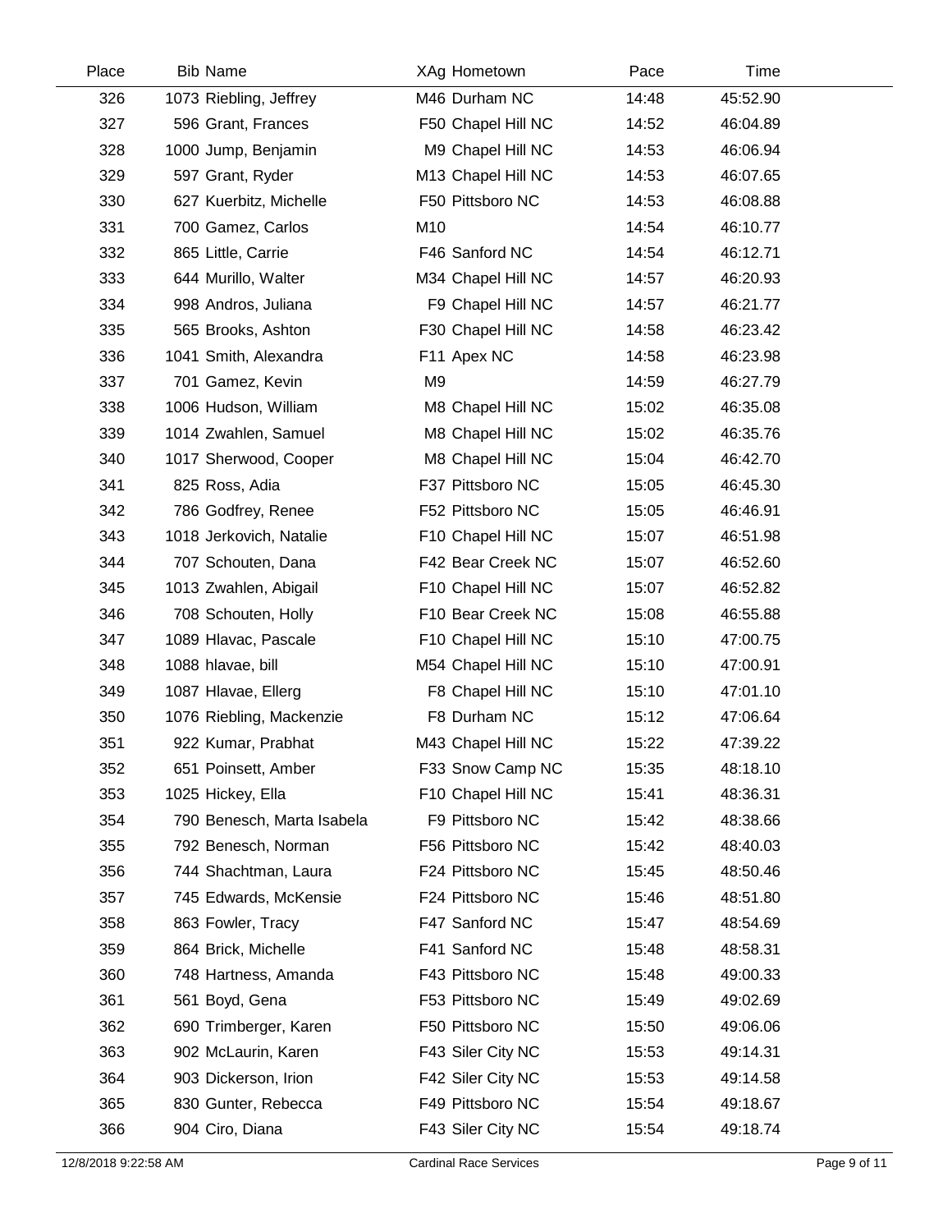| Place | Bib | Name | XAg | Hometown | Pace | Time |
|---|---|---|---|---|---|---|
| 326 | 1073 | Riebling, Jeffrey | M46 | Durham NC | 14:48 | 45:52.90 |
| 327 | 596 | Grant, Frances | F50 | Chapel Hill NC | 14:52 | 46:04.89 |
| 328 | 1000 | Jump, Benjamin | M9 | Chapel Hill NC | 14:53 | 46:06.94 |
| 329 | 597 | Grant, Ryder | M13 | Chapel Hill NC | 14:53 | 46:07.65 |
| 330 | 627 | Kuerbitz, Michelle | F50 | Pittsboro NC | 14:53 | 46:08.88 |
| 331 | 700 | Gamez, Carlos | M10 | | 14:54 | 46:10.77 |
| 332 | 865 | Little, Carrie | F46 | Sanford NC | 14:54 | 46:12.71 |
| 333 | 644 | Murillo, Walter | M34 | Chapel Hill NC | 14:57 | 46:20.93 |
| 334 | 998 | Andros, Juliana | F9 | Chapel Hill NC | 14:57 | 46:21.77 |
| 335 | 565 | Brooks, Ashton | F30 | Chapel Hill NC | 14:58 | 46:23.42 |
| 336 | 1041 | Smith, Alexandra | F11 | Apex NC | 14:58 | 46:23.98 |
| 337 | 701 | Gamez, Kevin | M9 | | 14:59 | 46:27.79 |
| 338 | 1006 | Hudson, William | M8 | Chapel Hill NC | 15:02 | 46:35.08 |
| 339 | 1014 | Zwahlen, Samuel | M8 | Chapel Hill NC | 15:02 | 46:35.76 |
| 340 | 1017 | Sherwood, Cooper | M8 | Chapel Hill NC | 15:04 | 46:42.70 |
| 341 | 825 | Ross, Adia | F37 | Pittsboro NC | 15:05 | 46:45.30 |
| 342 | 786 | Godfrey, Renee | F52 | Pittsboro NC | 15:05 | 46:46.91 |
| 343 | 1018 | Jerkovich, Natalie | F10 | Chapel Hill NC | 15:07 | 46:51.98 |
| 344 | 707 | Schouten, Dana | F42 | Bear Creek NC | 15:07 | 46:52.60 |
| 345 | 1013 | Zwahlen, Abigail | F10 | Chapel Hill NC | 15:07 | 46:52.82 |
| 346 | 708 | Schouten, Holly | F10 | Bear Creek NC | 15:08 | 46:55.88 |
| 347 | 1089 | Hlavac, Pascale | F10 | Chapel Hill NC | 15:10 | 47:00.75 |
| 348 | 1088 | hlavae, bill | M54 | Chapel Hill NC | 15:10 | 47:00.91 |
| 349 | 1087 | Hlavae, Ellerg | F8 | Chapel Hill NC | 15:10 | 47:01.10 |
| 350 | 1076 | Riebling, Mackenzie | F8 | Durham NC | 15:12 | 47:06.64 |
| 351 | 922 | Kumar, Prabhat | M43 | Chapel Hill NC | 15:22 | 47:39.22 |
| 352 | 651 | Poinsett, Amber | F33 | Snow Camp NC | 15:35 | 48:18.10 |
| 353 | 1025 | Hickey, Ella | F10 | Chapel Hill NC | 15:41 | 48:36.31 |
| 354 | 790 | Benesch, Marta Isabela | F9 | Pittsboro NC | 15:42 | 48:38.66 |
| 355 | 792 | Benesch, Norman | F56 | Pittsboro NC | 15:42 | 48:40.03 |
| 356 | 744 | Shachtman, Laura | F24 | Pittsboro NC | 15:45 | 48:50.46 |
| 357 | 745 | Edwards, McKensie | F24 | Pittsboro NC | 15:46 | 48:51.80 |
| 358 | 863 | Fowler, Tracy | F47 | Sanford NC | 15:47 | 48:54.69 |
| 359 | 864 | Brick, Michelle | F41 | Sanford NC | 15:48 | 48:58.31 |
| 360 | 748 | Hartness, Amanda | F43 | Pittsboro NC | 15:48 | 49:00.33 |
| 361 | 561 | Boyd, Gena | F53 | Pittsboro NC | 15:49 | 49:02.69 |
| 362 | 690 | Trimberger, Karen | F50 | Pittsboro NC | 15:50 | 49:06.06 |
| 363 | 902 | McLaurin, Karen | F43 | Siler City NC | 15:53 | 49:14.31 |
| 364 | 903 | Dickerson, Irion | F42 | Siler City NC | 15:53 | 49:14.58 |
| 365 | 830 | Gunter, Rebecca | F49 | Pittsboro NC | 15:54 | 49:18.67 |
| 366 | 904 | Ciro, Diana | F43 | Siler City NC | 15:54 | 49:18.74 |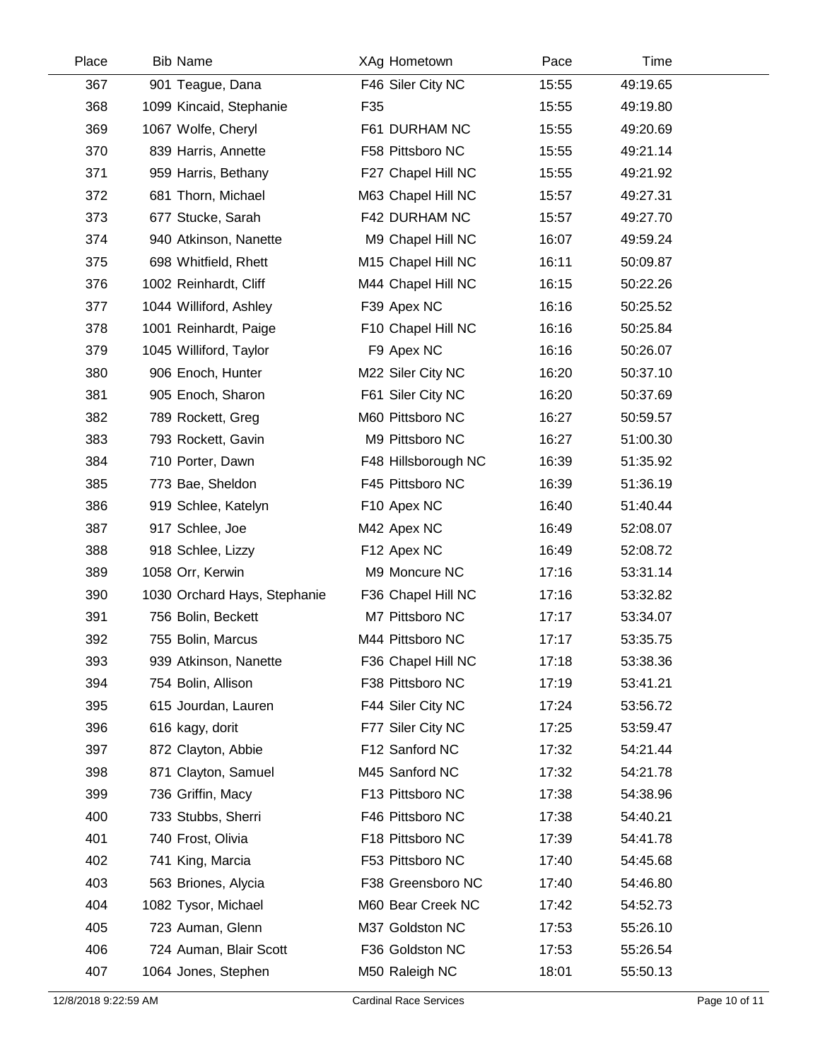| Place | Bib | Name | XAg | Hometown | Pace | Time |
|---|---|---|---|---|---|---|
| 367 | 901 | Teague, Dana | F46 | Siler City NC | 15:55 | 49:19.65 |
| 368 | 1099 | Kincaid, Stephanie | F35 | | 15:55 | 49:19.80 |
| 369 | 1067 | Wolfe, Cheryl | F61 | DURHAM NC | 15:55 | 49:20.69 |
| 370 | 839 | Harris, Annette | F58 | Pittsboro NC | 15:55 | 49:21.14 |
| 371 | 959 | Harris, Bethany | F27 | Chapel Hill NC | 15:55 | 49:21.92 |
| 372 | 681 | Thorn, Michael | M63 | Chapel Hill NC | 15:57 | 49:27.31 |
| 373 | 677 | Stucke, Sarah | F42 | DURHAM NC | 15:57 | 49:27.70 |
| 374 | 940 | Atkinson, Nanette | M9 | Chapel Hill NC | 16:07 | 49:59.24 |
| 375 | 698 | Whitfield, Rhett | M15 | Chapel Hill NC | 16:11 | 50:09.87 |
| 376 | 1002 | Reinhardt, Cliff | M44 | Chapel Hill NC | 16:15 | 50:22.26 |
| 377 | 1044 | Williford, Ashley | F39 | Apex NC | 16:16 | 50:25.52 |
| 378 | 1001 | Reinhardt, Paige | F10 | Chapel Hill NC | 16:16 | 50:25.84 |
| 379 | 1045 | Williford, Taylor | F9 | Apex NC | 16:16 | 50:26.07 |
| 380 | 906 | Enoch, Hunter | M22 | Siler City NC | 16:20 | 50:37.10 |
| 381 | 905 | Enoch, Sharon | F61 | Siler City NC | 16:20 | 50:37.69 |
| 382 | 789 | Rockett, Greg | M60 | Pittsboro NC | 16:27 | 50:59.57 |
| 383 | 793 | Rockett, Gavin | M9 | Pittsboro NC | 16:27 | 51:00.30 |
| 384 | 710 | Porter, Dawn | F48 | Hillsborough NC | 16:39 | 51:35.92 |
| 385 | 773 | Bae, Sheldon | F45 | Pittsboro NC | 16:39 | 51:36.19 |
| 386 | 919 | Schlee, Katelyn | F10 | Apex NC | 16:40 | 51:40.44 |
| 387 | 917 | Schlee, Joe | M42 | Apex NC | 16:49 | 52:08.07 |
| 388 | 918 | Schlee, Lizzy | F12 | Apex NC | 16:49 | 52:08.72 |
| 389 | 1058 | Orr, Kerwin | M9 | Moncure NC | 17:16 | 53:31.14 |
| 390 | 1030 | Orchard Hays, Stephanie | F36 | Chapel Hill NC | 17:16 | 53:32.82 |
| 391 | 756 | Bolin, Beckett | M7 | Pittsboro NC | 17:17 | 53:34.07 |
| 392 | 755 | Bolin, Marcus | M44 | Pittsboro NC | 17:17 | 53:35.75 |
| 393 | 939 | Atkinson, Nanette | F36 | Chapel Hill NC | 17:18 | 53:38.36 |
| 394 | 754 | Bolin, Allison | F38 | Pittsboro NC | 17:19 | 53:41.21 |
| 395 | 615 | Jourdan, Lauren | F44 | Siler City NC | 17:24 | 53:56.72 |
| 396 | 616 | kagy, dorit | F77 | Siler City NC | 17:25 | 53:59.47 |
| 397 | 872 | Clayton, Abbie | F12 | Sanford NC | 17:32 | 54:21.44 |
| 398 | 871 | Clayton, Samuel | M45 | Sanford NC | 17:32 | 54:21.78 |
| 399 | 736 | Griffin, Macy | F13 | Pittsboro NC | 17:38 | 54:38.96 |
| 400 | 733 | Stubbs, Sherri | F46 | Pittsboro NC | 17:38 | 54:40.21 |
| 401 | 740 | Frost, Olivia | F18 | Pittsboro NC | 17:39 | 54:41.78 |
| 402 | 741 | King, Marcia | F53 | Pittsboro NC | 17:40 | 54:45.68 |
| 403 | 563 | Briones, Alycia | F38 | Greensboro NC | 17:40 | 54:46.80 |
| 404 | 1082 | Tysor, Michael | M60 | Bear Creek NC | 17:42 | 54:52.73 |
| 405 | 723 | Auman, Glenn | M37 | Goldston NC | 17:53 | 55:26.10 |
| 406 | 724 | Auman, Blair Scott | F36 | Goldston NC | 17:53 | 55:26.54 |
| 407 | 1064 | Jones, Stephen | M50 | Raleigh NC | 18:01 | 55:50.13 |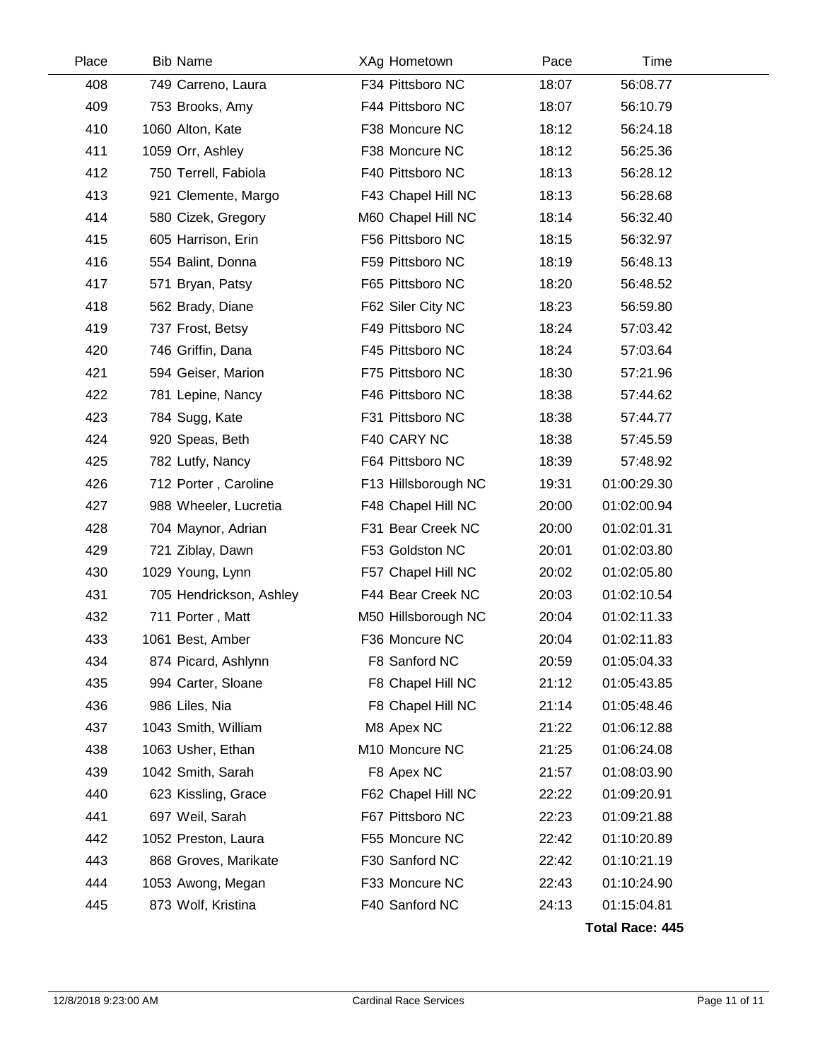| Place | Bib | Name | XAg | Hometown | Pace | Time |
|---|---|---|---|---|---|---|
| 408 | 749 | Carreno, Laura | F34 | Pittsboro NC | 18:07 | 56:08.77 |
| 409 | 753 | Brooks, Amy | F44 | Pittsboro NC | 18:07 | 56:10.79 |
| 410 | 1060 | Alton, Kate | F38 | Moncure NC | 18:12 | 56:24.18 |
| 411 | 1059 | Orr, Ashley | F38 | Moncure NC | 18:12 | 56:25.36 |
| 412 | 750 | Terrell, Fabiola | F40 | Pittsboro NC | 18:13 | 56:28.12 |
| 413 | 921 | Clemente, Margo | F43 | Chapel Hill NC | 18:13 | 56:28.68 |
| 414 | 580 | Cizek, Gregory | M60 | Chapel Hill NC | 18:14 | 56:32.40 |
| 415 | 605 | Harrison, Erin | F56 | Pittsboro NC | 18:15 | 56:32.97 |
| 416 | 554 | Balint, Donna | F59 | Pittsboro NC | 18:19 | 56:48.13 |
| 417 | 571 | Bryan, Patsy | F65 | Pittsboro NC | 18:20 | 56:48.52 |
| 418 | 562 | Brady, Diane | F62 | Siler City NC | 18:23 | 56:59.80 |
| 419 | 737 | Frost, Betsy | F49 | Pittsboro NC | 18:24 | 57:03.42 |
| 420 | 746 | Griffin, Dana | F45 | Pittsboro NC | 18:24 | 57:03.64 |
| 421 | 594 | Geiser, Marion | F75 | Pittsboro NC | 18:30 | 57:21.96 |
| 422 | 781 | Lepine, Nancy | F46 | Pittsboro NC | 18:38 | 57:44.62 |
| 423 | 784 | Sugg, Kate | F31 | Pittsboro NC | 18:38 | 57:44.77 |
| 424 | 920 | Speas, Beth | F40 | CARY NC | 18:38 | 57:45.59 |
| 425 | 782 | Lutfy, Nancy | F64 | Pittsboro NC | 18:39 | 57:48.92 |
| 426 | 712 | Porter , Caroline | F13 | Hillsborough NC | 19:31 | 01:00:29.30 |
| 427 | 988 | Wheeler, Lucretia | F48 | Chapel Hill NC | 20:00 | 01:02:00.94 |
| 428 | 704 | Maynor, Adrian | F31 | Bear Creek NC | 20:00 | 01:02:01.31 |
| 429 | 721 | Ziblay, Dawn | F53 | Goldston NC | 20:01 | 01:02:03.80 |
| 430 | 1029 | Young, Lynn | F57 | Chapel Hill NC | 20:02 | 01:02:05.80 |
| 431 | 705 | Hendrickson, Ashley | F44 | Bear Creek NC | 20:03 | 01:02:10.54 |
| 432 | 711 | Porter , Matt | M50 | Hillsborough NC | 20:04 | 01:02:11.33 |
| 433 | 1061 | Best, Amber | F36 | Moncure NC | 20:04 | 01:02:11.83 |
| 434 | 874 | Picard, Ashlynn | F8 | Sanford NC | 20:59 | 01:05:04.33 |
| 435 | 994 | Carter, Sloane | F8 | Chapel Hill NC | 21:12 | 01:05:43.85 |
| 436 | 986 | Liles, Nia | F8 | Chapel Hill NC | 21:14 | 01:05:48.46 |
| 437 | 1043 | Smith, William | M8 | Apex NC | 21:22 | 01:06:12.88 |
| 438 | 1063 | Usher, Ethan | M10 | Moncure NC | 21:25 | 01:06:24.08 |
| 439 | 1042 | Smith, Sarah | F8 | Apex NC | 21:57 | 01:08:03.90 |
| 440 | 623 | Kissling, Grace | F62 | Chapel Hill NC | 22:22 | 01:09:20.91 |
| 441 | 697 | Weil, Sarah | F67 | Pittsboro NC | 22:23 | 01:09:21.88 |
| 442 | 1052 | Preston, Laura | F55 | Moncure NC | 22:42 | 01:10:20.89 |
| 443 | 868 | Groves, Marikate | F30 | Sanford NC | 22:42 | 01:10:21.19 |
| 444 | 1053 | Awong, Megan | F33 | Moncure NC | 22:43 | 01:10:24.90 |
| 445 | 873 | Wolf, Kristina | F40 | Sanford NC | 24:13 | 01:15:04.81 |

**Total Race: 445**

12/8/2018 9:23:00 AM    Cardinal Race Services